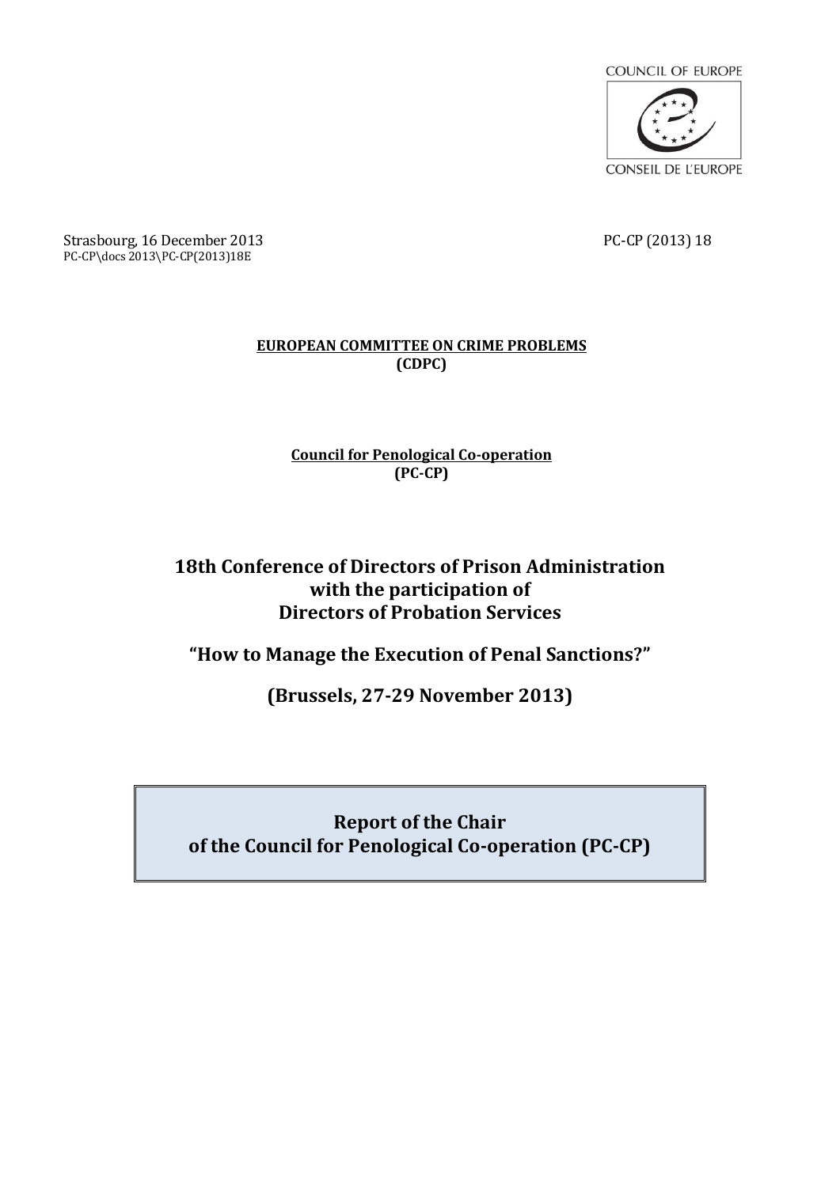COUNCIL OF EUROPE

CONSEIL DE L'EUROPE

Strasbourg, 16 December 2013 PC-CP (2013) 18

PC-CP\docs 2013\PC-CP(2013)18E

**EUROPEAN COMMITTEE ON CRIME PROBLEMS**
**(CDPC)**

**Council for Penological Co-operation**
**(PC-CP)**

# 18th Conference of Directors of Prison Administration with the participation of Directors of Probation Services

## "How to Manage the Execution of Penal Sanctions?"

## (Brussels, 27-29 November 2013)

## Report of the Chair of the Council for Penological Co-operation (PC-CP)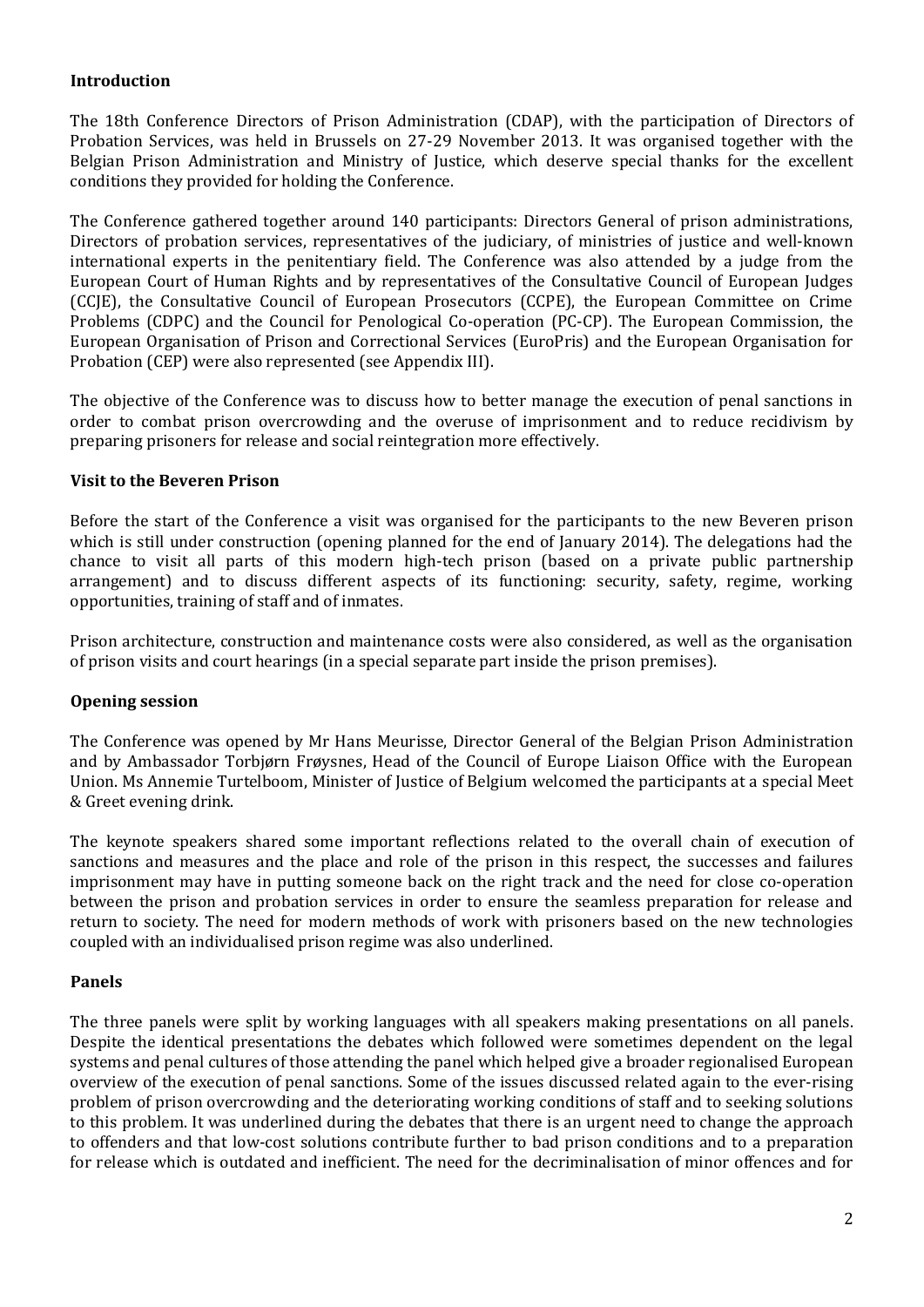## Introduction

The 18th Conference Directors of Prison Administration (CDAP), with the participation of Directors of Probation Services, was held in Brussels on 27-29 November 2013. It was organised together with the Belgian Prison Administration and Ministry of Justice, which deserve special thanks for the excellent conditions they provided for holding the Conference.

The Conference gathered together around 140 participants: Directors General of prison administrations, Directors of probation services, representatives of the judiciary, of ministries of justice and well-known international experts in the penitentiary field. The Conference was also attended by a judge from the European Court of Human Rights and by representatives of the Consultative Council of European Judges (CCJE), the Consultative Council of European Prosecutors (CCPE), the European Committee on Crime Problems (CDPC) and the Council for Penological Co-operation (PC-CP). The European Commission, the European Organisation of Prison and Correctional Services (EuroPris) and the European Organisation for Probation (CEP) were also represented (see Appendix III).

The objective of the Conference was to discuss how to better manage the execution of penal sanctions in order to combat prison overcrowding and the overuse of imprisonment and to reduce recidivism by preparing prisoners for release and social reintegration more effectively.

## Visit to the Beveren Prison

Before the start of the Conference a visit was organised for the participants to the new Beveren prison which is still under construction (opening planned for the end of January 2014). The delegations had the chance to visit all parts of this modern high-tech prison (based on a private public partnership arrangement) and to discuss different aspects of its functioning: security, safety, regime, working opportunities, training of staff and of inmates.

Prison architecture, construction and maintenance costs were also considered, as well as the organisation of prison visits and court hearings (in a special separate part inside the prison premises).

## Opening session

The Conference was opened by Mr Hans Meurisse, Director General of the Belgian Prison Administration and by Ambassador Torbjørn Frøysnes, Head of the Council of Europe Liaison Office with the European Union. Ms Annemie Turtelboom, Minister of Justice of Belgium welcomed the participants at a special Meet & Greet evening drink.

The keynote speakers shared some important reflections related to the overall chain of execution of sanctions and measures and the place and role of the prison in this respect, the successes and failures imprisonment may have in putting someone back on the right track and the need for close co-operation between the prison and probation services in order to ensure the seamless preparation for release and return to society. The need for modern methods of work with prisoners based on the new technologies coupled with an individualised prison regime was also underlined.

## Panels

The three panels were split by working languages with all speakers making presentations on all panels. Despite the identical presentations the debates which followed were sometimes dependent on the legal systems and penal cultures of those attending the panel which helped give a broader regionalised European overview of the execution of penal sanctions. Some of the issues discussed related again to the ever-rising problem of prison overcrowding and the deteriorating working conditions of staff and to seeking solutions to this problem. It was underlined during the debates that there is an urgent need to change the approach to offenders and that low-cost solutions contribute further to bad prison conditions and to a preparation for release which is outdated and inefficient. The need for the decriminalisation of minor offences and for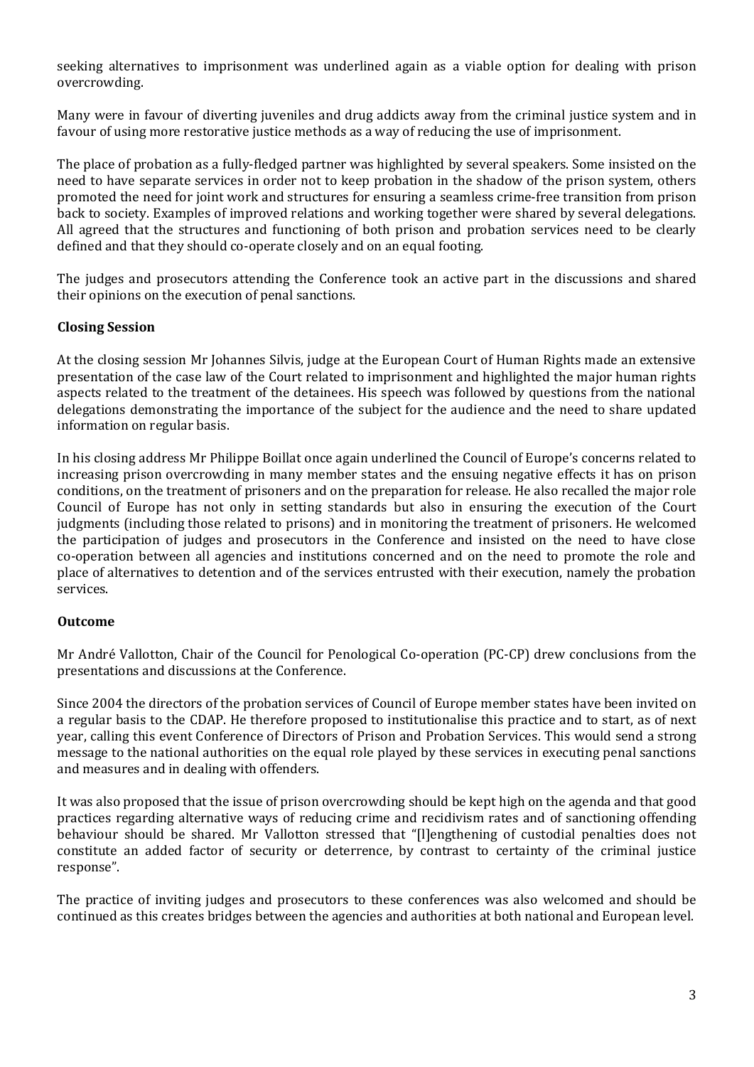seeking alternatives to imprisonment was underlined again as a viable option for dealing with prison overcrowding.

Many were in favour of diverting juveniles and drug addicts away from the criminal justice system and in favour of using more restorative justice methods as a way of reducing the use of imprisonment.

The place of probation as a fully-fledged partner was highlighted by several speakers. Some insisted on the need to have separate services in order not to keep probation in the shadow of the prison system, others promoted the need for joint work and structures for ensuring a seamless crime-free transition from prison back to society. Examples of improved relations and working together were shared by several delegations. All agreed that the structures and functioning of both prison and probation services need to be clearly defined and that they should co-operate closely and on an equal footing.

The judges and prosecutors attending the Conference took an active part in the discussions and shared their opinions on the execution of penal sanctions.

**Closing Session**

At the closing session Mr Johannes Silvis, judge at the European Court of Human Rights made an extensive presentation of the case law of the Court related to imprisonment and highlighted the major human rights aspects related to the treatment of the detainees. His speech was followed by questions from the national delegations demonstrating the importance of the subject for the audience and the need to share updated information on regular basis.

In his closing address Mr Philippe Boillat once again underlined the Council of Europe's concerns related to increasing prison overcrowding in many member states and the ensuing negative effects it has on prison conditions, on the treatment of prisoners and on the preparation for release. He also recalled the major role Council of Europe has not only in setting standards but also in ensuring the execution of the Court judgments (including those related to prisons) and in monitoring the treatment of prisoners. He welcomed the participation of judges and prosecutors in the Conference and insisted on the need to have close co-operation between all agencies and institutions concerned and on the need to promote the role and place of alternatives to detention and of the services entrusted with their execution, namely the probation services.

**Outcome**

Mr André Vallotton, Chair of the Council for Penological Co-operation (PC-CP) drew conclusions from the presentations and discussions at the Conference.

Since 2004 the directors of the probation services of Council of Europe member states have been invited on a regular basis to the CDAP. He therefore proposed to institutionalise this practice and to start, as of next year, calling this event Conference of Directors of Prison and Probation Services. This would send a strong message to the national authorities on the equal role played by these services in executing penal sanctions and measures and in dealing with offenders.

It was also proposed that the issue of prison overcrowding should be kept high on the agenda and that good practices regarding alternative ways of reducing crime and recidivism rates and of sanctioning offending behaviour should be shared. Mr Vallotton stressed that "[l]engthening of custodial penalties does not constitute an added factor of security or deterrence, by contrast to certainty of the criminal justice response".

The practice of inviting judges and prosecutors to these conferences was also welcomed and should be continued as this creates bridges between the agencies and authorities at both national and European level.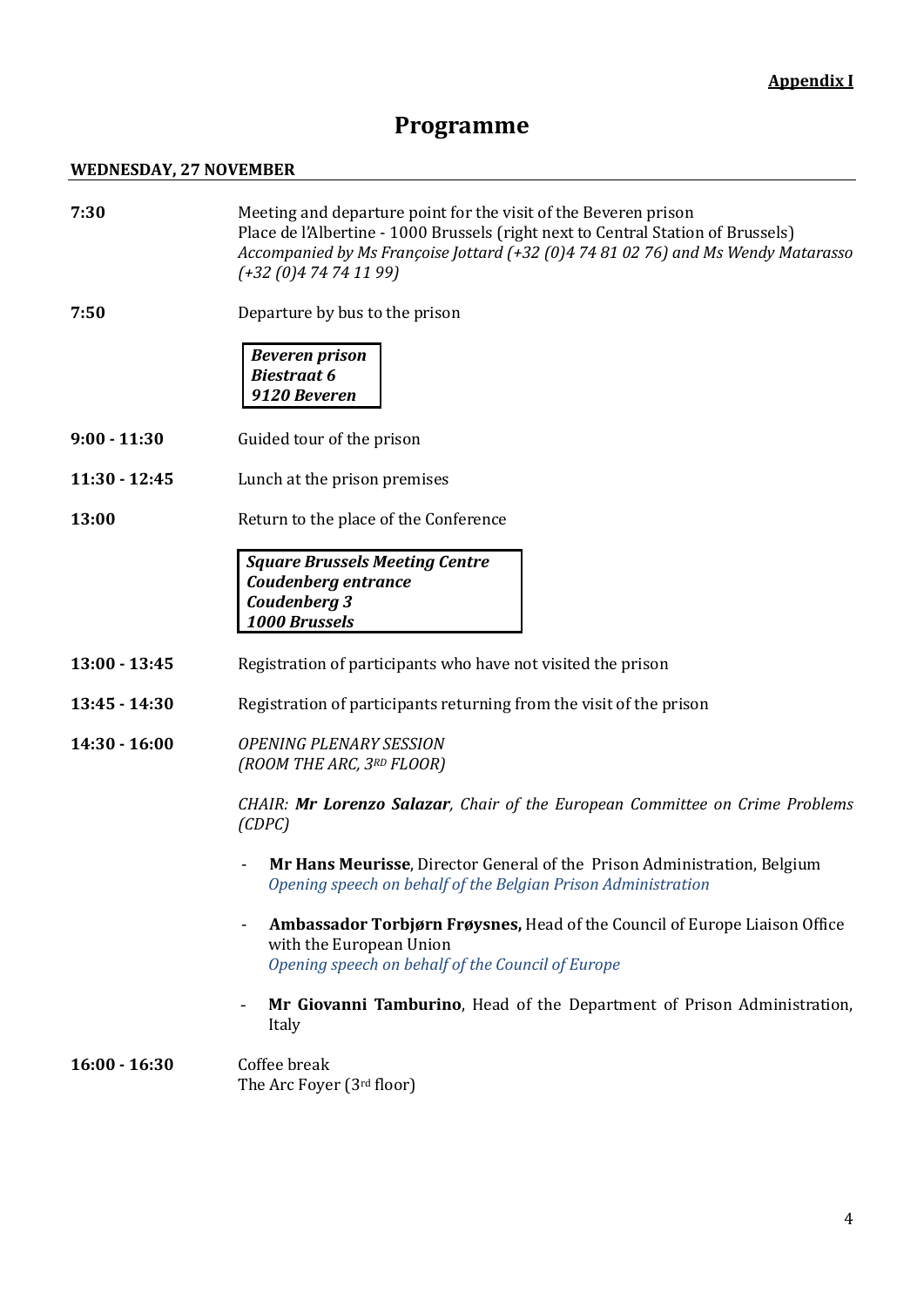**Appendix I**

# Programme

## WEDNESDAY, 27 NOVEMBER

**7:30** Meeting and departure point for the visit of the Beveren prison
Place de l'Albertine - 1000 Brussels (right next to Central Station of Brussels)
*Accompanied by Ms Françoise Jottard (+32 (0)4 74 81 02 76) and Ms Wendy Matarasso (+32 (0)4 74 74 11 99)*

**7:50** Departure by bus to the prison

***Beveren prison***
***Biestraat 6***
***9120 Beveren***

**9:00 - 11:30** Guided tour of the prison

**11:30 - 12:45** Lunch at the prison premises

**13:00** Return to the place of the Conference

***Square Brussels Meeting Centre***
***Coudenberg entrance***
***Coudenberg 3***
***1000 Brussels***

**13:00 - 13:45** Registration of participants who have not visited the prison

**13:45 - 14:30** Registration of participants returning from the visit of the prison

**14:30 - 16:00** *OPENING PLENARY SESSION*
*(ROOM THE ARC, 3RD FLOOR)*

*CHAIR: **Mr Lorenzo Salazar**, Chair of the European Committee on Crime Problems (CDPC)*

- **Mr Hans Meurisse**, Director General of the Prison Administration, Belgium
  *Opening speech on behalf of the Belgian Prison Administration*
- **Ambassador Torbjørn Frøysnes,** Head of the Council of Europe Liaison Office with the European Union
  *Opening speech on behalf of the Council of Europe*
- **Mr Giovanni Tamburino**, Head of the Department of Prison Administration, Italy

**16:00 - 16:30** Coffee break
The Arc Foyer (3rd floor)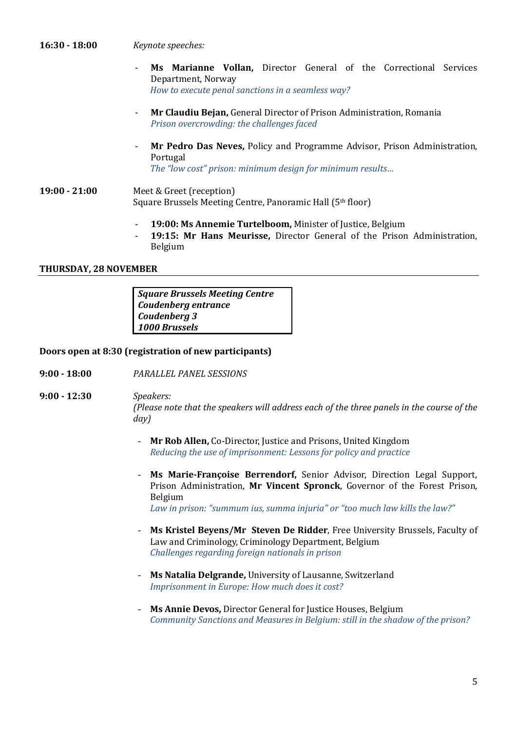**16:30 - 18:00** *Keynote speeches:*

- **Ms Marianne Vollan,** Director General of the Correctional Services Department, Norway
  *How to execute penal sanctions in a seamless way?*

- **Mr Claudiu Bejan,** General Director of Prison Administration, Romania
  *Prison overcrowding: the challenges faced*

- **Mr Pedro Das Neves,** Policy and Programme Advisor, Prison Administration, Portugal
  *The "low cost" prison: minimum design for minimum results…*

**19:00 - 21:00** Meet & Greet (reception)
Square Brussels Meeting Centre, Panoramic Hall (5th floor)

- **19:00: Ms Annemie Turtelboom,** Minister of Justice, Belgium
- **19:15: Mr Hans Meurisse,** Director General of the Prison Administration, Belgium

## THURSDAY, 28 NOVEMBER

***Square Brussels Meeting Centre***
***Coudenberg entrance***
***Coudenberg 3***
***1000 Brussels***

**Doors open at 8:30 (registration of new participants)**

**9:00 - 18:00** *PARALLEL PANEL SESSIONS*

**9:00 - 12:30** *Speakers:*
*(Please note that the speakers will address each of the three panels in the course of the day)*

- **Mr Rob Allen,** Co-Director, Justice and Prisons, United Kingdom
  *Reducing the use of imprisonment: Lessons for policy and practice*

- **Ms Marie-Françoise Berrendorf,** Senior Advisor, Direction Legal Support, Prison Administration, **Mr Vincent Spronck**, Governor of the Forest Prison, Belgium
  *Law in prison: "summum ius, summa injuria" or "too much law kills the law?"*

- **Ms Kristel Beyens/Mr Steven De Ridder**, Free University Brussels, Faculty of Law and Criminology, Criminology Department, Belgium
  *Challenges regarding foreign nationals in prison*

- **Ms Natalia Delgrande,** University of Lausanne, Switzerland
  *Imprisonment in Europe: How much does it cost?*

- **Ms Annie Devos,** Director General for Justice Houses, Belgium
  *Community Sanctions and Measures in Belgium: still in the shadow of the prison?*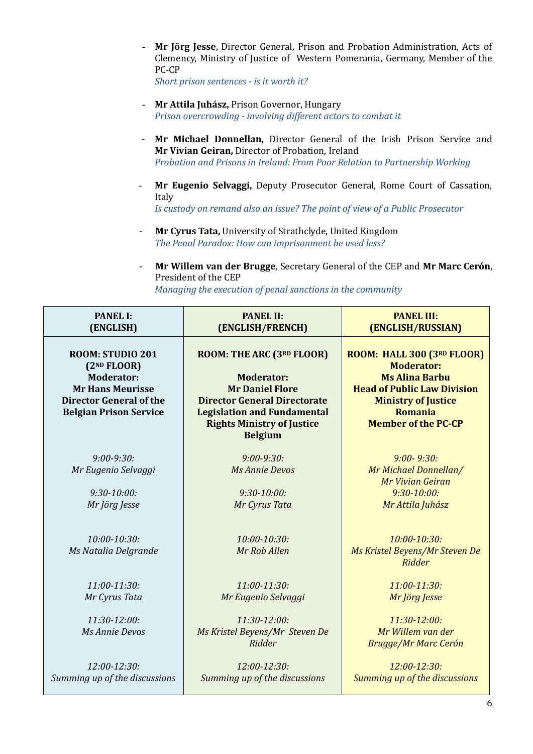- **Mr Jörg Jesse**, Director General, Prison and Probation Administration, Acts of Clemency, Ministry of Justice of Western Pomerania, Germany, Member of the PC-CP
  *Short prison sentences - is it worth it?*

- **Mr Attila Juhász,** Prison Governor, Hungary
  *Prison overcrowding - involving different actors to combat it*

- **Mr Michael Donnellan,** Director General of the Irish Prison Service and **Mr Vivian Geiran,** Director of Probation, Ireland
  *Probation and Prisons in Ireland: From Poor Relation to Partnership Working*

- **Mr Eugenio Selvaggi,** Deputy Prosecutor General, Rome Court of Cassation, Italy
  *Is custody on remand also an issue? The point of view of a Public Prosecutor*

- **Mr Cyrus Tata,** University of Strathclyde, United Kingdom
  *The Penal Paradox: How can imprisonment be used less?*

- **Mr Willem van der Brugge**, Secretary General of the CEP and **Mr Marc Cerón**, President of the CEP
  *Managing the execution of penal sanctions in the community*

| **PANEL I: (ENGLISH)** | **PANEL II: (ENGLISH/FRENCH)** | **PANEL III: (ENGLISH/RUSSIAN)** |
|---|---|---|
| **ROOM: STUDIO 201 (2ND FLOOR)**<br>**Moderator:**<br>**Mr Hans Meurisse**<br>**Director General of the Belgian Prison Service** | **ROOM: THE ARC (3RD FLOOR)**<br>**Moderator:**<br>**Mr Daniel Flore**<br>**Director General Directorate Legislation and Fundamental Rights Ministry of Justice Belgium** | **ROOM: HALL 300 (3RD FLOOR)**<br>**Moderator:**<br>**Ms Alina Barbu**<br>**Head of Public Law Division**<br>**Ministry of Justice**<br>**Romania**<br>**Member of the PC-CP** |
| *9:00-9:30:*<br>*Mr Eugenio Selvaggi* | *9:00-9:30:*<br>*Ms Annie Devos* | *9:00- 9:30:*<br>*Mr Michael Donnellan/ Mr Vivian Geiran* |
| *9:30-10:00:*<br>*Mr Jörg Jesse* | *9:30-10:00:*<br>*Mr Cyrus Tata* | *9:30-10:00:*<br>*Mr Attila Juhász* |
| *10:00-10:30:*<br>*Ms Natalia Delgrande* | *10:00-10:30:*<br>*Mr Rob Allen* | *10:00-10:30:*<br>*Ms Kristel Beyens/Mr Steven De Ridder* |
| *11:00-11:30:*<br>*Mr Cyrus Tata* | *11:00-11:30:*<br>*Mr Eugenio Selvaggi* | *11:00-11:30:*<br>*Mr Jörg Jesse* |
| *11:30-12:00:*<br>*Ms Annie Devos* | *11:30-12:00:*<br>*Ms Kristel Beyens/Mr Steven De Ridder* | *11:30-12:00:*<br>*Mr Willem van der Brugge/Mr Marc Cerón* |
| *12:00-12:30:*<br>*Summing up of the discussions* | *12:00-12:30:*<br>*Summing up of the discussions* | *12:00-12:30:*<br>*Summing up of the discussions* |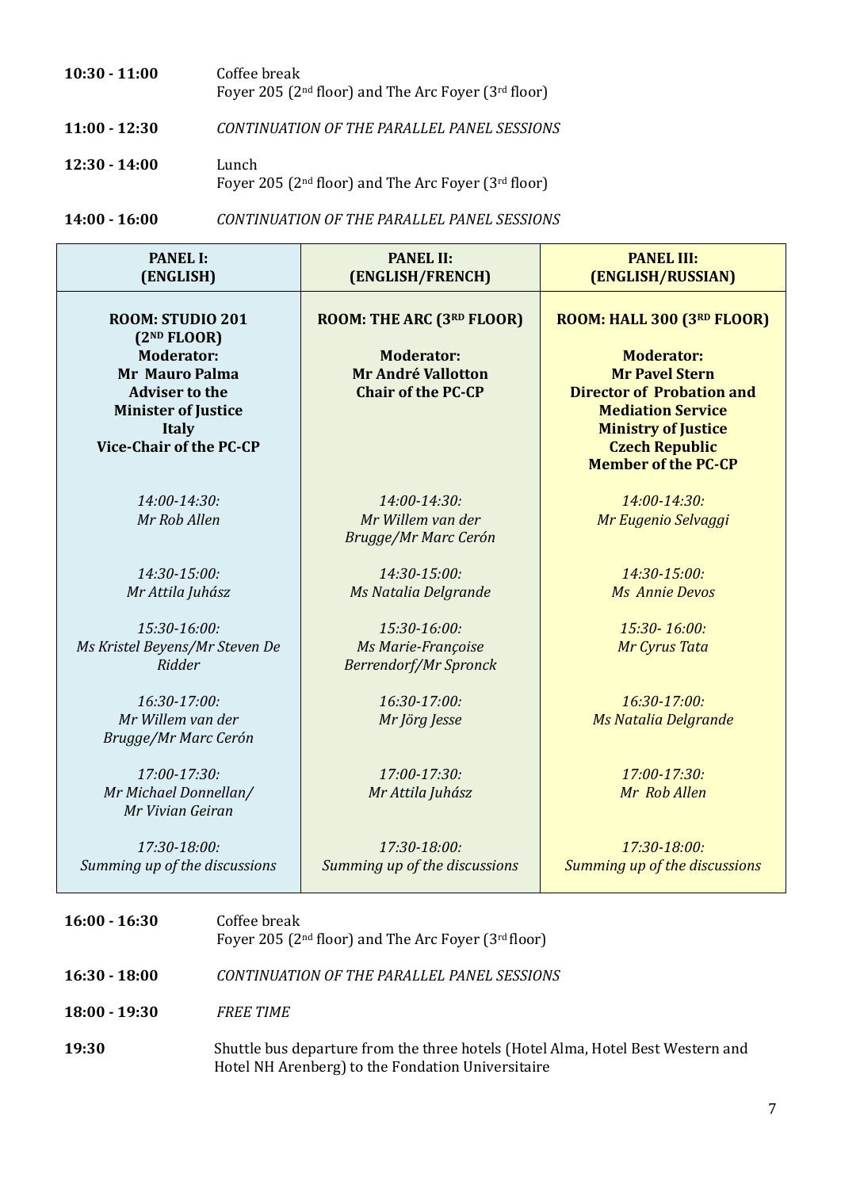**10:30 - 11:00** Coffee break
Foyer 205 (2nd floor) and The Arc Foyer (3rd floor)

**11:00 - 12:30** *CONTINUATION OF THE PARALLEL PANEL SESSIONS*

**12:30 - 14:00** Lunch
Foyer 205 (2nd floor) and The Arc Foyer (3rd floor)

**14:00 - 16:00** *CONTINUATION OF THE PARALLEL PANEL SESSIONS*

| **PANEL I: (ENGLISH)** | **PANEL II: (ENGLISH/FRENCH)** | **PANEL III: (ENGLISH/RUSSIAN)** |
|---|---|---|
| **ROOM: STUDIO 201 (2ND FLOOR)** **Moderator: Mr Mauro Palma Adviser to the Minister of Justice Italy Vice-Chair of the PC-CP** | **ROOM: THE ARC (3RD FLOOR)** **Moderator: Mr André Vallotton Chair of the PC-CP** | **ROOM: HALL 300 (3RD FLOOR)** **Moderator: Mr Pavel Stern Director of Probation and Mediation Service Ministry of Justice Czech Republic Member of the PC-CP** |
| *14:00-14:30: Mr Rob Allen* | *14:00-14:30: Mr Willem van der Brugge/Mr Marc Cerón* | *14:00-14:30: Mr Eugenio Selvaggi* |
| *14:30-15:00: Mr Attila Juhász* | *14:30-15:00: Ms Natalia Delgrande* | *14:30-15:00: Ms Annie Devos* |
| *15:30-16:00: Ms Kristel Beyens/Mr Steven De Ridder* | *15:30-16:00: Ms Marie-Françoise Berrendorf/Mr Spronck* | *15:30- 16:00: Mr Cyrus Tata* |
| *16:30-17:00: Mr Willem van der Brugge/Mr Marc Cerón* | *16:30-17:00: Mr Jörg Jesse* | *16:30-17:00: Ms Natalia Delgrande* |
| *17:00-17:30: Mr Michael Donnellan/ Mr Vivian Geiran* | *17:00-17:30: Mr Attila Juhász* | *17:00-17:30: Mr Rob Allen* |
| *17:30-18:00: Summing up of the discussions* | *17:30-18:00: Summing up of the discussions* | *17:30-18:00: Summing up of the discussions* |

**16:00 - 16:30** Coffee break
Foyer 205 (2nd floor) and The Arc Foyer (3rd floor)

**16:30 - 18:00** *CONTINUATION OF THE PARALLEL PANEL SESSIONS*

**18:00 - 19:30** *FREE TIME*

**19:30** Shuttle bus departure from the three hotels (Hotel Alma, Hotel Best Western and Hotel NH Arenberg) to the Fondation Universitaire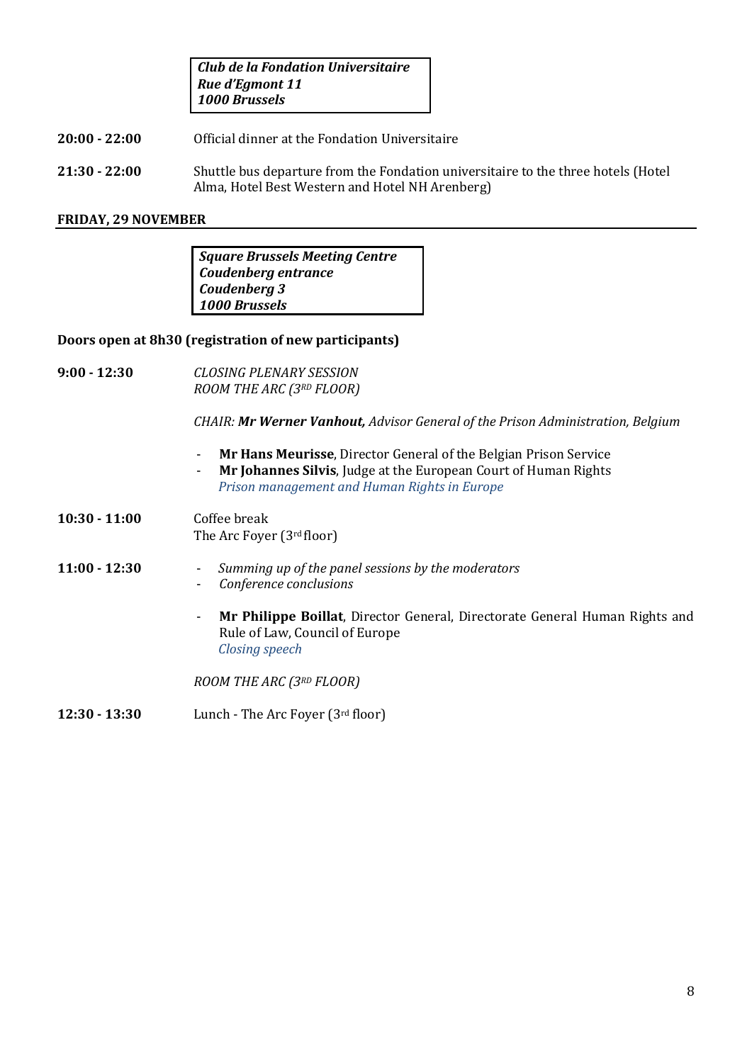***Club de la Fondation Universitaire***
***Rue d'Egmont 11***
***1000 Brussels***

**20:00 - 22:00** Official dinner at the Fondation Universitaire

**21:30 - 22:00** Shuttle bus departure from the Fondation universitaire to the three hotels (Hotel Alma, Hotel Best Western and Hotel NH Arenberg)

**FRIDAY, 29 NOVEMBER**

***Square Brussels Meeting Centre***
***Coudenberg entrance***
***Coudenberg 3***
***1000 Brussels***

**Doors open at 8h30 (registration of new participants)**

**9:00 - 12:30** *CLOSING PLENARY SESSION*
*ROOM THE ARC (3RD FLOOR)*

*CHAIR: **Mr Werner Vanhout,** Advisor General of the Prison Administration, Belgium*

- **Mr Hans Meurisse**, Director General of the Belgian Prison Service
- **Mr Johannes Silvis**, Judge at the European Court of Human Rights
  *Prison management and Human Rights in Europe*

**10:30 - 11:00** Coffee break
The Arc Foyer (3rd floor)

**11:00 - 12:30**

- *Summing up of the panel sessions by the moderators*
- *Conference conclusions*

- **Mr Philippe Boillat**, Director General, Directorate General Human Rights and Rule of Law, Council of Europe
  *Closing speech*

*ROOM THE ARC (3RD FLOOR)*

**12:30 - 13:30** Lunch - The Arc Foyer (3rd floor)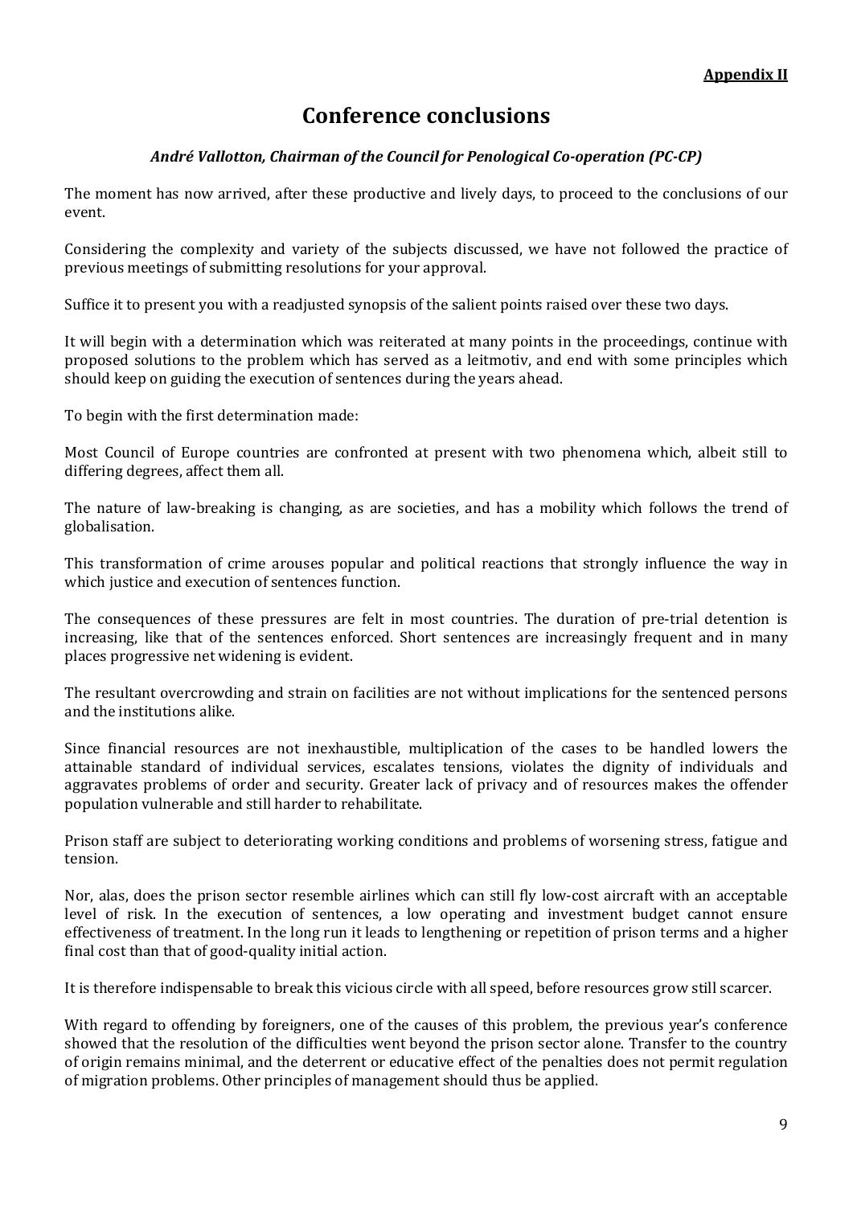**Appendix II**

# Conference conclusions

***André Vallotton, Chairman of the Council for Penological Co-operation (PC-CP)***

The moment has now arrived, after these productive and lively days, to proceed to the conclusions of our event.

Considering the complexity and variety of the subjects discussed, we have not followed the practice of previous meetings of submitting resolutions for your approval.

Suffice it to present you with a readjusted synopsis of the salient points raised over these two days.

It will begin with a determination which was reiterated at many points in the proceedings, continue with proposed solutions to the problem which has served as a leitmotiv, and end with some principles which should keep on guiding the execution of sentences during the years ahead.

To begin with the first determination made:

Most Council of Europe countries are confronted at present with two phenomena which, albeit still to differing degrees, affect them all.

The nature of law-breaking is changing, as are societies, and has a mobility which follows the trend of globalisation.

This transformation of crime arouses popular and political reactions that strongly influence the way in which justice and execution of sentences function.

The consequences of these pressures are felt in most countries. The duration of pre-trial detention is increasing, like that of the sentences enforced. Short sentences are increasingly frequent and in many places progressive net widening is evident.

The resultant overcrowding and strain on facilities are not without implications for the sentenced persons and the institutions alike.

Since financial resources are not inexhaustible, multiplication of the cases to be handled lowers the attainable standard of individual services, escalates tensions, violates the dignity of individuals and aggravates problems of order and security. Greater lack of privacy and of resources makes the offender population vulnerable and still harder to rehabilitate.

Prison staff are subject to deteriorating working conditions and problems of worsening stress, fatigue and tension.

Nor, alas, does the prison sector resemble airlines which can still fly low-cost aircraft with an acceptable level of risk. In the execution of sentences, a low operating and investment budget cannot ensure effectiveness of treatment. In the long run it leads to lengthening or repetition of prison terms and a higher final cost than that of good-quality initial action.

It is therefore indispensable to break this vicious circle with all speed, before resources grow still scarcer.

With regard to offending by foreigners, one of the causes of this problem, the previous year's conference showed that the resolution of the difficulties went beyond the prison sector alone. Transfer to the country of origin remains minimal, and the deterrent or educative effect of the penalties does not permit regulation of migration problems. Other principles of management should thus be applied.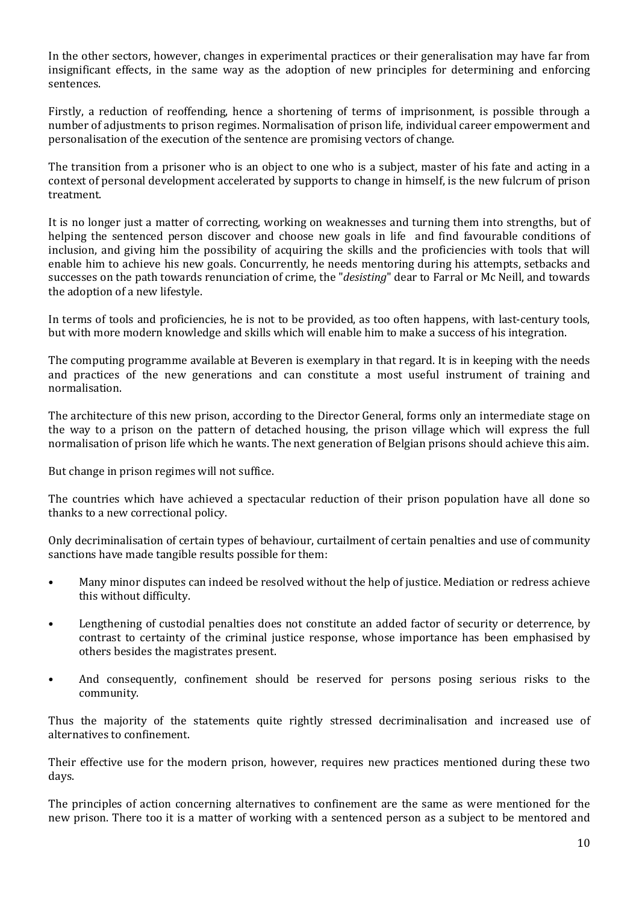In the other sectors, however, changes in experimental practices or their generalisation may have far from insignificant effects, in the same way as the adoption of new principles for determining and enforcing sentences.

Firstly, a reduction of reoffending, hence a shortening of terms of imprisonment, is possible through a number of adjustments to prison regimes. Normalisation of prison life, individual career empowerment and personalisation of the execution of the sentence are promising vectors of change.

The transition from a prisoner who is an object to one who is a subject, master of his fate and acting in a context of personal development accelerated by supports to change in himself, is the new fulcrum of prison treatment.

It is no longer just a matter of correcting, working on weaknesses and turning them into strengths, but of helping the sentenced person discover and choose new goals in life and find favourable conditions of inclusion, and giving him the possibility of acquiring the skills and the proficiencies with tools that will enable him to achieve his new goals. Concurrently, he needs mentoring during his attempts, setbacks and successes on the path towards renunciation of crime, the "*desisting*" dear to Farral or Mc Neill, and towards the adoption of a new lifestyle.

In terms of tools and proficiencies, he is not to be provided, as too often happens, with last-century tools, but with more modern knowledge and skills which will enable him to make a success of his integration.

The computing programme available at Beveren is exemplary in that regard. It is in keeping with the needs and practices of the new generations and can constitute a most useful instrument of training and normalisation.

The architecture of this new prison, according to the Director General, forms only an intermediate stage on the way to a prison on the pattern of detached housing, the prison village which will express the full normalisation of prison life which he wants. The next generation of Belgian prisons should achieve this aim.

But change in prison regimes will not suffice.

The countries which have achieved a spectacular reduction of their prison population have all done so thanks to a new correctional policy.

Only decriminalisation of certain types of behaviour, curtailment of certain penalties and use of community sanctions have made tangible results possible for them:

- Many minor disputes can indeed be resolved without the help of justice. Mediation or redress achieve this without difficulty.
- Lengthening of custodial penalties does not constitute an added factor of security or deterrence, by contrast to certainty of the criminal justice response, whose importance has been emphasised by others besides the magistrates present.
- And consequently, confinement should be reserved for persons posing serious risks to the community.

Thus the majority of the statements quite rightly stressed decriminalisation and increased use of alternatives to confinement.

Their effective use for the modern prison, however, requires new practices mentioned during these two days.

The principles of action concerning alternatives to confinement are the same as were mentioned for the new prison. There too it is a matter of working with a sentenced person as a subject to be mentored and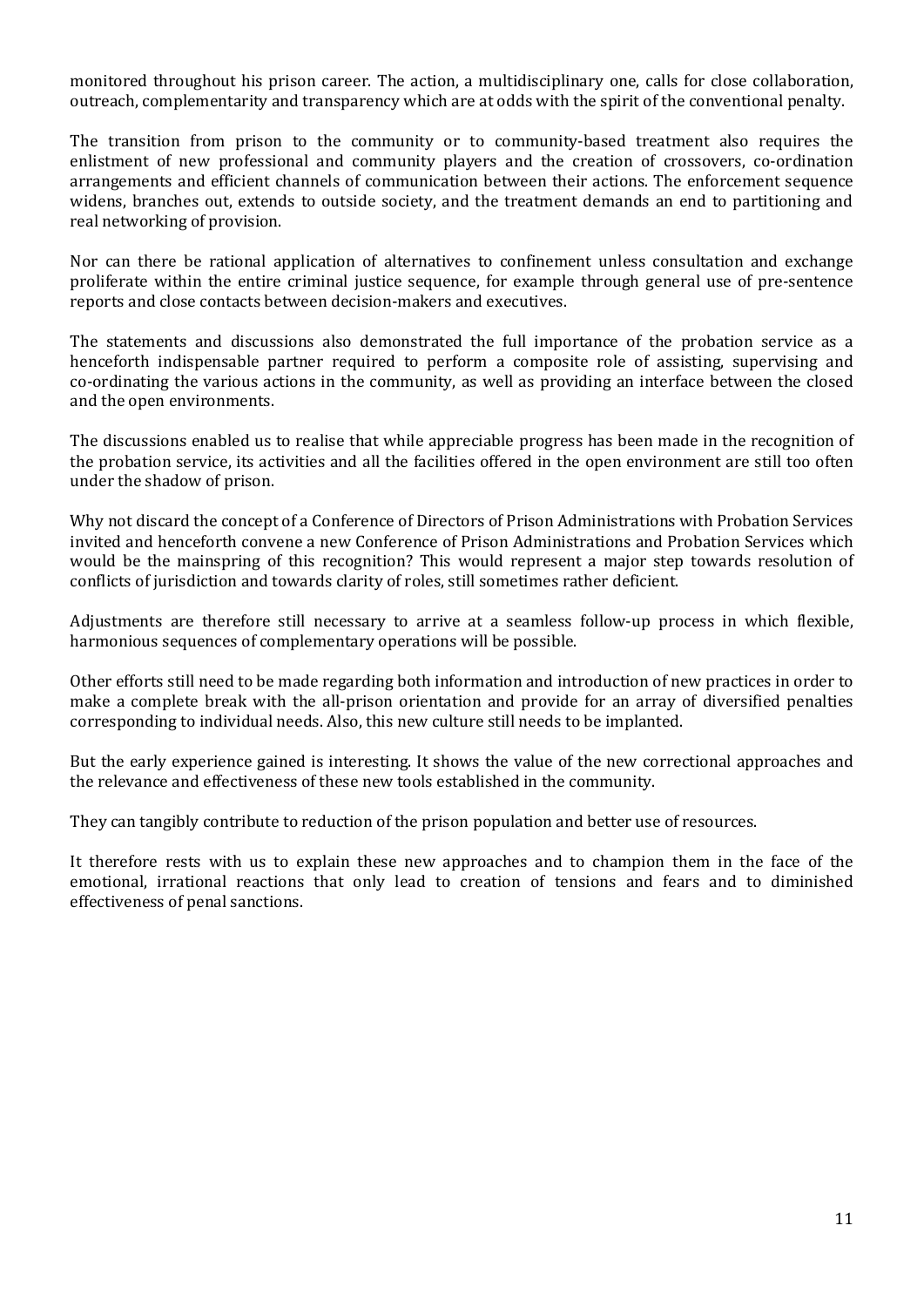monitored throughout his prison career. The action, a multidisciplinary one, calls for close collaboration, outreach, complementarity and transparency which are at odds with the spirit of the conventional penalty.

The transition from prison to the community or to community-based treatment also requires the enlistment of new professional and community players and the creation of crossovers, co-ordination arrangements and efficient channels of communication between their actions. The enforcement sequence widens, branches out, extends to outside society, and the treatment demands an end to partitioning and real networking of provision.

Nor can there be rational application of alternatives to confinement unless consultation and exchange proliferate within the entire criminal justice sequence, for example through general use of pre-sentence reports and close contacts between decision-makers and executives.

The statements and discussions also demonstrated the full importance of the probation service as a henceforth indispensable partner required to perform a composite role of assisting, supervising and co-ordinating the various actions in the community, as well as providing an interface between the closed and the open environments.

The discussions enabled us to realise that while appreciable progress has been made in the recognition of the probation service, its activities and all the facilities offered in the open environment are still too often under the shadow of prison.

Why not discard the concept of a Conference of Directors of Prison Administrations with Probation Services invited and henceforth convene a new Conference of Prison Administrations and Probation Services which would be the mainspring of this recognition? This would represent a major step towards resolution of conflicts of jurisdiction and towards clarity of roles, still sometimes rather deficient.

Adjustments are therefore still necessary to arrive at a seamless follow-up process in which flexible, harmonious sequences of complementary operations will be possible.

Other efforts still need to be made regarding both information and introduction of new practices in order to make a complete break with the all-prison orientation and provide for an array of diversified penalties corresponding to individual needs. Also, this new culture still needs to be implanted.

But the early experience gained is interesting. It shows the value of the new correctional approaches and the relevance and effectiveness of these new tools established in the community.

They can tangibly contribute to reduction of the prison population and better use of resources.

It therefore rests with us to explain these new approaches and to champion them in the face of the emotional, irrational reactions that only lead to creation of tensions and fears and to diminished effectiveness of penal sanctions.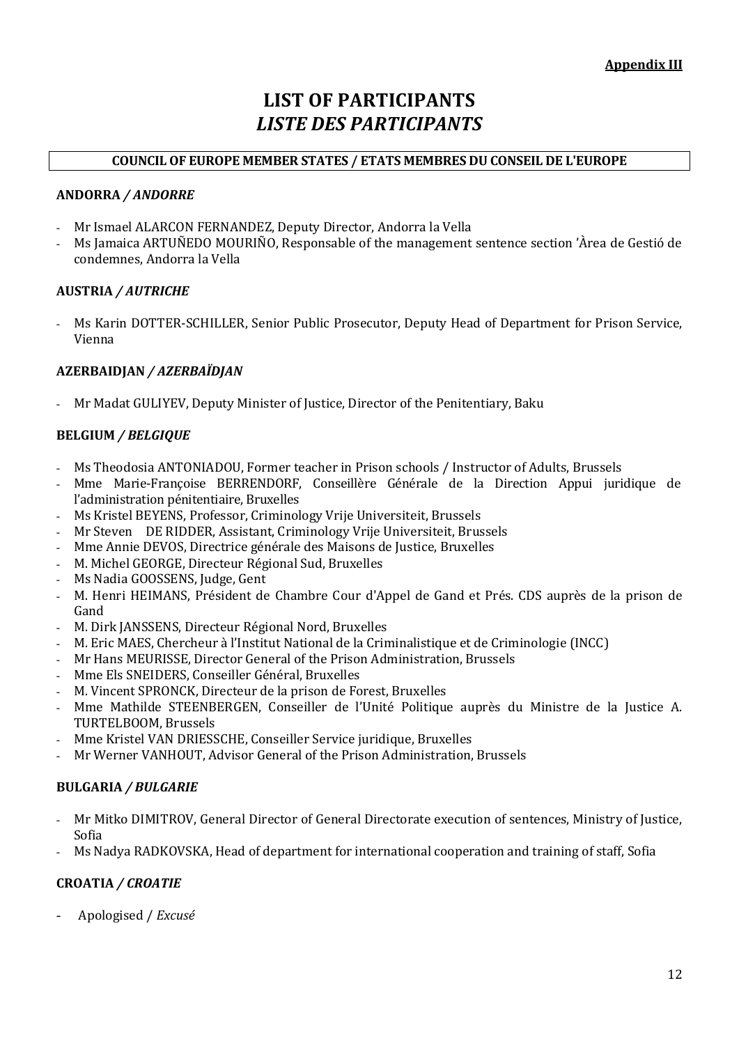**Appendix III**

# LIST OF PARTICIPANTS
# *LISTE DES PARTICIPANTS*

**COUNCIL OF EUROPE MEMBER STATES / ETATS MEMBRES DU CONSEIL DE L'EUROPE**

**ANDORRA / *ANDORRE***

- Mr Ismael ALARCON FERNANDEZ, Deputy Director, Andorra la Vella
- Ms Jamaica ARTUÑEDO MOURIÑO, Responsable of the management sentence section 'Àrea de Gestió de condemnes, Andorra la Vella

**AUSTRIA / *AUTRICHE***

- Ms Karin DOTTER-SCHILLER, Senior Public Prosecutor, Deputy Head of Department for Prison Service, Vienna

**AZERBAIDJAN / *AZERBAÏDJAN***

- Mr Madat GULIYEV, Deputy Minister of Justice, Director of the Penitentiary, Baku

**BELGIUM / *BELGIQUE***

- Ms Theodosia ANTONIADOU, Former teacher in Prison schools / Instructor of Adults, Brussels
- Mme Marie-Françoise BERRENDORF, Conseillère Générale de la Direction Appui juridique de l'administration pénitentiaire, Bruxelles
- Ms Kristel BEYENS, Professor, Criminology Vrije Universiteit, Brussels
- Mr Steven DE RIDDER, Assistant, Criminology Vrije Universiteit, Brussels
- Mme Annie DEVOS, Directrice générale des Maisons de Justice, Bruxelles
- M. Michel GEORGE, Directeur Régional Sud, Bruxelles
- Ms Nadia GOOSSENS, Judge, Gent
- M. Henri HEIMANS, Président de Chambre Cour d'Appel de Gand et Prés. CDS auprès de la prison de Gand
- M. Dirk JANSSENS, Directeur Régional Nord, Bruxelles
- M. Eric MAES, Chercheur à l'Institut National de la Criminalistique et de Criminologie (INCC)
- Mr Hans MEURISSE, Director General of the Prison Administration, Brussels
- Mme Els SNEIDERS, Conseiller Général, Bruxelles
- M. Vincent SPRONCK, Directeur de la prison de Forest, Bruxelles
- Mme Mathilde STEENBERGEN, Conseiller de l'Unité Politique auprès du Ministre de la Justice A. TURTELBOOM, Brussels
- Mme Kristel VAN DRIESSCHE, Conseiller Service juridique, Bruxelles
- Mr Werner VANHOUT, Advisor General of the Prison Administration, Brussels

**BULGARIA / *BULGARIE***

- Mr Mitko DIMITROV, General Director of General Directorate execution of sentences, Ministry of Justice, Sofia
- Ms Nadya RADKOVSKA, Head of department for international cooperation and training of staff, Sofia

**CROATIA / *CROATIE***

- Apologised / *Excusé*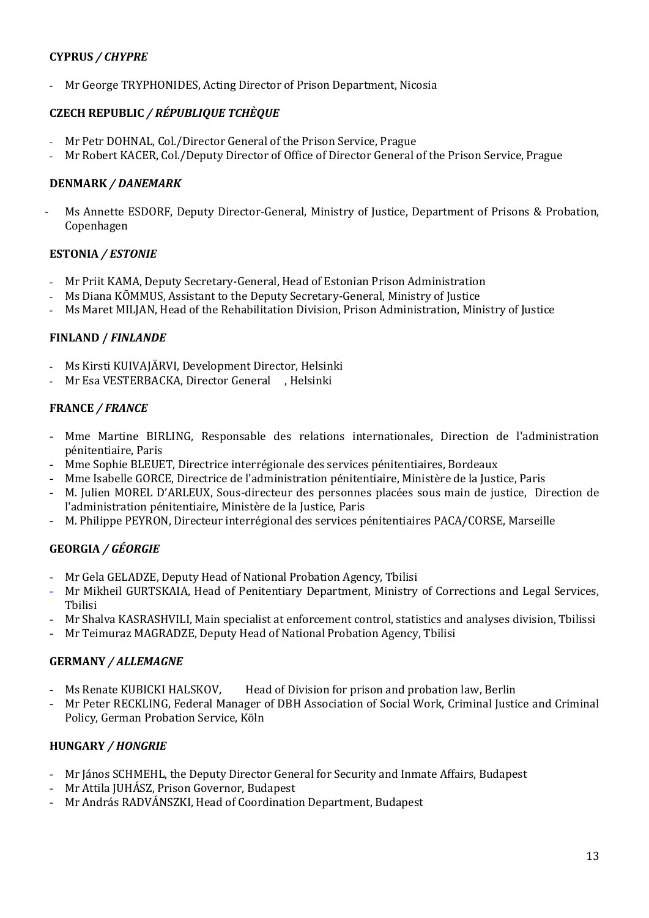**CYPRUS** ***/ CHYPRE***

- Mr George TRYPHONIDES, Acting Director of Prison Department, Nicosia

**CZECH REPUBLIC** ***/ RÉPUBLIQUE TCHÈQUE***

- Mr Petr DOHNAL, Col./Director General of the Prison Service, Prague
- Mr Robert KACER, Col./Deputy Director of Office of Director General of the Prison Service, Prague

**DENMARK** ***/ DANEMARK***

- Ms Annette ESDORF, Deputy Director-General, Ministry of Justice, Department of Prisons & Probation, Copenhagen

**ESTONIA** ***/ ESTONIE***

- Mr Priit KAMA, Deputy Secretary-General, Head of Estonian Prison Administration
- Ms Diana KÕMMUS, Assistant to the Deputy Secretary-General, Ministry of Justice
- Ms Maret MILJAN, Head of the Rehabilitation Division, Prison Administration, Ministry of Justice

**FINLAND** ***/ FINLANDE***

- Ms Kirsti KUIVAJÄRVI, Development Director, Helsinki
- Mr Esa VESTERBACKA, Director General , Helsinki

**FRANCE** ***/ FRANCE***

- Mme Martine BIRLING, Responsable des relations internationales, Direction de l'administration pénitentiaire, Paris
- Mme Sophie BLEUET, Directrice interrégionale des services pénitentiaires, Bordeaux
- Mme Isabelle GORCE, Directrice de l'administration pénitentiaire, Ministère de la Justice, Paris
- M. Julien MOREL D'ARLEUX, Sous-directeur des personnes placées sous main de justice, Direction de l'administration pénitentiaire, Ministère de la Justice, Paris
- M. Philippe PEYRON, Directeur interrégional des services pénitentiaires PACA/CORSE, Marseille

**GEORGIA** ***/ GÉORGIE***

- Mr Gela GELADZE, Deputy Head of National Probation Agency, Tbilisi
- Mr Mikheil GURTSKAIA, Head of Penitentiary Department, Ministry of Corrections and Legal Services, Tbilisi
- Mr Shalva KASRASHVILI, Main specialist at enforcement control, statistics and analyses division, Tbilissi
- Mr Teimuraz MAGRADZE, Deputy Head of National Probation Agency, Tbilisi

**GERMANY** ***/ ALLEMAGNE***

- Ms Renate KUBICKI HALSKOV, Head of Division for prison and probation law, Berlin
- Mr Peter RECKLING, Federal Manager of DBH Association of Social Work, Criminal Justice and Criminal Policy, German Probation Service, Köln

**HUNGARY** ***/ HONGRIE***

- Mr János SCHMEHL, the Deputy Director General for Security and Inmate Affairs, Budapest
- Mr Attila JUHÁSZ, Prison Governor, Budapest
- Mr András RADVÁNSZKI, Head of Coordination Department, Budapest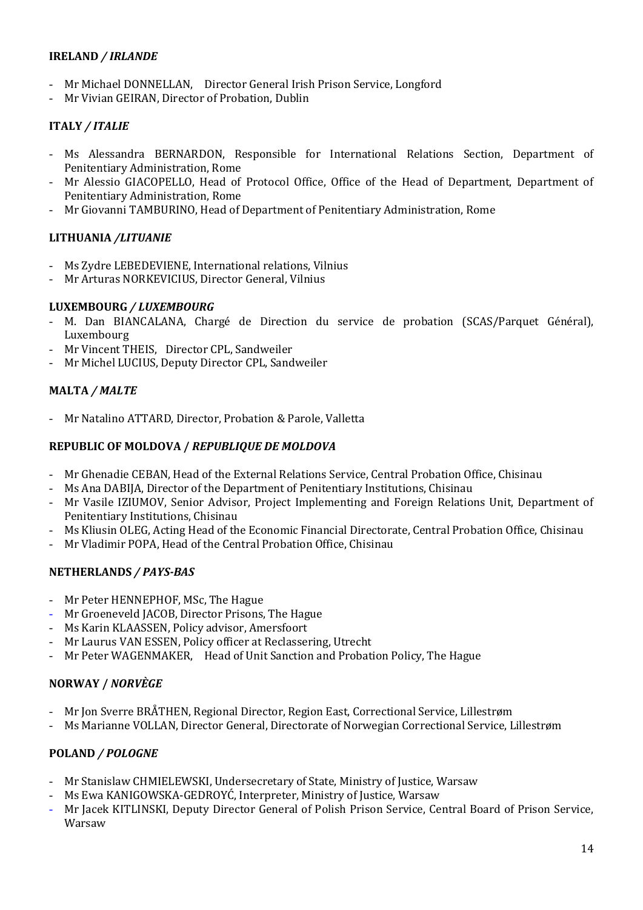**IRELAND / *IRLANDE***

- Mr Michael DONNELLAN, Director General Irish Prison Service, Longford
- Mr Vivian GEIRAN, Director of Probation, Dublin

**ITALY / *ITALIE***

- Ms Alessandra BERNARDON, Responsible for International Relations Section, Department of Penitentiary Administration, Rome
- Mr Alessio GIACOPELLO, Head of Protocol Office, Office of the Head of Department, Department of Penitentiary Administration, Rome
- Mr Giovanni TAMBURINO, Head of Department of Penitentiary Administration, Rome

**LITHUANIA /*LITUANIE***

- Ms Zydre LEBEDEVIENE, International relations, Vilnius
- Mr Arturas NORKEVICIUS, Director General, Vilnius

**LUXEMBOURG / *LUXEMBOURG***

- M. Dan BIANCALANA, Chargé de Direction du service de probation (SCAS/Parquet Général), Luxembourg
- Mr Vincent THEIS, Director CPL, Sandweiler
- Mr Michel LUCIUS, Deputy Director CPL, Sandweiler

**MALTA / *MALTE***

- Mr Natalino ATTARD, Director, Probation & Parole, Valletta

**REPUBLIC OF MOLDOVA / *REPUBLIQUE DE MOLDOVA***

- Mr Ghenadie CEBAN, Head of the External Relations Service, Central Probation Office, Chisinau
- Ms Ana DABIJA, Director of the Department of Penitentiary Institutions, Chisinau
- Mr Vasile IZIUMOV, Senior Advisor, Project Implementing and Foreign Relations Unit, Department of Penitentiary Institutions, Chisinau
- Ms Kliusin OLEG, Acting Head of the Economic Financial Directorate, Central Probation Office, Chisinau
- Mr Vladimir POPA, Head of the Central Probation Office, Chisinau

**NETHERLANDS / *PAYS-BAS***

- Mr Peter HENNEPHOF, MSc, The Hague
- Mr Groeneveld JACOB, Director Prisons, The Hague
- Ms Karin KLAASSEN, Policy advisor, Amersfoort
- Mr Laurus VAN ESSEN, Policy officer at Reclassering, Utrecht
- Mr Peter WAGENMAKER, Head of Unit Sanction and Probation Policy, The Hague

**NORWAY / *NORVÈGE***

- Mr Jon Sverre BRÅTHEN, Regional Director, Region East, Correctional Service, Lillestrøm
- Ms Marianne VOLLAN, Director General, Directorate of Norwegian Correctional Service, Lillestrøm

**POLAND / *POLOGNE***

- Mr Stanislaw CHMIELEWSKI, Undersecretary of State, Ministry of Justice, Warsaw
- Ms Ewa KANIGOWSKA-GEDROYĆ, Interpreter, Ministry of Justice, Warsaw
- Mr Jacek KITLINSKI, Deputy Director General of Polish Prison Service, Central Board of Prison Service, Warsaw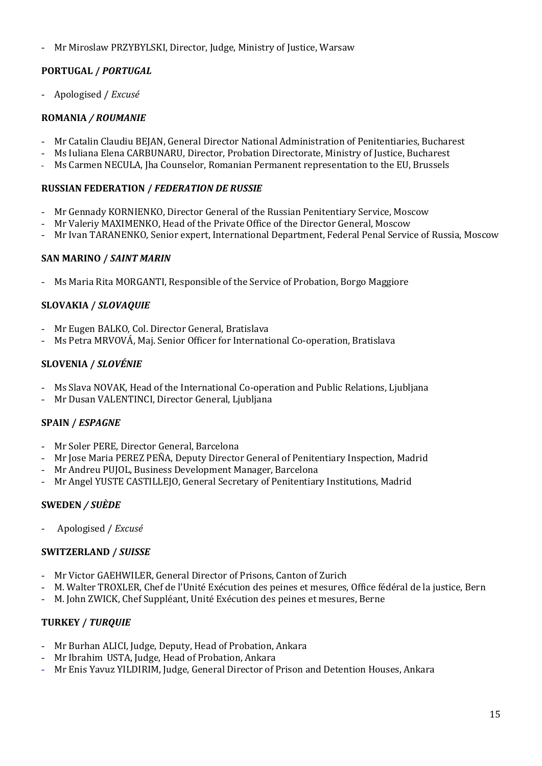- Mr Miroslaw PRZYBYLSKI, Director, Judge, Ministry of Justice, Warsaw

**PORTUGAL / *PORTUGAL***

- Apologised / *Excusé*

**ROMANIA */ ROUMANIE***

- Mr Catalin Claudiu BEJAN, General Director National Administration of Penitentiaries, Bucharest
- Ms Iuliana Elena CARBUNARU, Director, Probation Directorate, Ministry of Justice, Bucharest
- Ms Carmen NECULA, Jha Counselor, Romanian Permanent representation to the EU, Brussels

**RUSSIAN FEDERATION / *FEDERATION DE RUSSIE***

- Mr Gennady KORNIENKO, Director General of the Russian Penitentiary Service, Moscow
- Mr Valeriy MAXIMENKO, Head of the Private Office of the Director General, Moscow
- Mr Ivan TARANENKO, Senior expert, International Department, Federal Penal Service of Russia, Moscow

**SAN MARINO / *SAINT MARIN***

- Ms Maria Rita MORGANTI, Responsible of the Service of Probation, Borgo Maggiore

**SLOVAKIA / *SLOVAQUIE***

- Mr Eugen BALKO, Col. Director General, Bratislava
- Ms Petra MRVOVÁ, Maj. Senior Officer for International Co-operation, Bratislava

**SLOVENIA / *SLOVÉNIE***

- Ms Slava NOVAK, Head of the International Co-operation and Public Relations, Ljubljana
- Mr Dusan VALENTINCI, Director General, Ljubljana

**SPAIN / *ESPAGNE***

- Mr Soler PERE, Director General, Barcelona
- Mr Jose Maria PEREZ PEÑA, Deputy Director General of Penitentiary Inspection, Madrid
- Mr Andreu PUJOL, Business Development Manager, Barcelona
- Mr Angel YUSTE CASTILLEJO, General Secretary of Penitentiary Institutions, Madrid

**SWEDEN */ SUÈDE***

- Apologised / *Excusé*

**SWITZERLAND / *SUISSE***

- Mr Victor GAEHWILER, General Director of Prisons, Canton of Zurich
- M. Walter TROXLER, Chef de l'Unité Exécution des peines et mesures, Office fédéral de la justice, Bern
- M. John ZWICK, Chef Suppléant, Unité Exécution des peines et mesures, Berne

**TURKEY / *TURQUIE***

- Mr Burhan ALICI, Judge, Deputy, Head of Probation, Ankara
- Mr Ibrahim USTA, Judge, Head of Probation, Ankara
- Mr Enis Yavuz YILDIRIM, Judge, General Director of Prison and Detention Houses, Ankara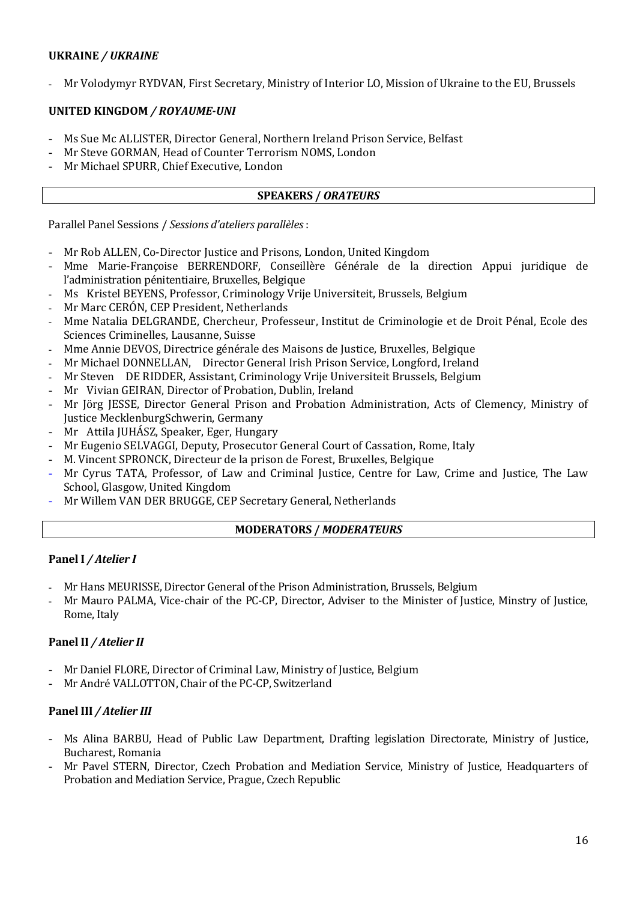**UKRAINE** */ UKRAINE*

- Mr Volodymyr RYDVAN, First Secretary, Ministry of Interior LO, Mission of Ukraine to the EU, Brussels

**UNITED KINGDOM** */ ROYAUME-UNI*

- Ms Sue Mc ALLISTER, Director General, Northern Ireland Prison Service, Belfast
- Mr Steve GORMAN, Head of Counter Terrorism NOMS, London
- Mr Michael SPURR, Chief Executive, London

**SPEAKERS /** ***ORATEURS***

Parallel Panel Sessions / *Sessions d'ateliers parallèles* :

- Mr Rob ALLEN, Co-Director Justice and Prisons, London, United Kingdom
- Mme Marie-Françoise BERRENDORF, Conseillère Générale de la direction Appui juridique de l'administration pénitentiaire, Bruxelles, Belgique
- Ms Kristel BEYENS, Professor, Criminology Vrije Universiteit, Brussels, Belgium
- Mr Marc CERÓN, CEP President, Netherlands
- Mme Natalia DELGRANDE, Chercheur, Professeur, Institut de Criminologie et de Droit Pénal, Ecole des Sciences Criminelles, Lausanne, Suisse
- Mme Annie DEVOS, Directrice générale des Maisons de Justice, Bruxelles, Belgique
- Mr Michael DONNELLAN, Director General Irish Prison Service, Longford, Ireland
- Mr Steven DE RIDDER, Assistant, Criminology Vrije Universiteit Brussels, Belgium
- Mr Vivian GEIRAN, Director of Probation, Dublin, Ireland
- Mr Jörg JESSE, Director General Prison and Probation Administration, Acts of Clemency, Ministry of Justice MecklenburgSchwerin, Germany
- Mr Attila JUHÁSZ, Speaker, Eger, Hungary
- Mr Eugenio SELVAGGI, Deputy, Prosecutor General Court of Cassation, Rome, Italy
- M. Vincent SPRONCK, Directeur de la prison de Forest, Bruxelles, Belgique
- Mr Cyrus TATA, Professor, of Law and Criminal Justice, Centre for Law, Crime and Justice, The Law School, Glasgow, United Kingdom
- Mr Willem VAN DER BRUGGE, CEP Secretary General, Netherlands

**MODERATORS /** ***MODERATEURS***

**Panel I** */ Atelier I*

- Mr Hans MEURISSE, Director General of the Prison Administration, Brussels, Belgium
- Mr Mauro PALMA, Vice-chair of the PC-CP, Director, Adviser to the Minister of Justice, Minstry of Justice, Rome, Italy

**Panel II** */ Atelier II*

- Mr Daniel FLORE, Director of Criminal Law, Ministry of Justice, Belgium
- Mr André VALLOTTON, Chair of the PC-CP, Switzerland

**Panel III** */ Atelier III*

- Ms Alina BARBU, Head of Public Law Department, Drafting legislation Directorate, Ministry of Justice, Bucharest, Romania
- Mr Pavel STERN, Director, Czech Probation and Mediation Service, Ministry of Justice, Headquarters of Probation and Mediation Service, Prague, Czech Republic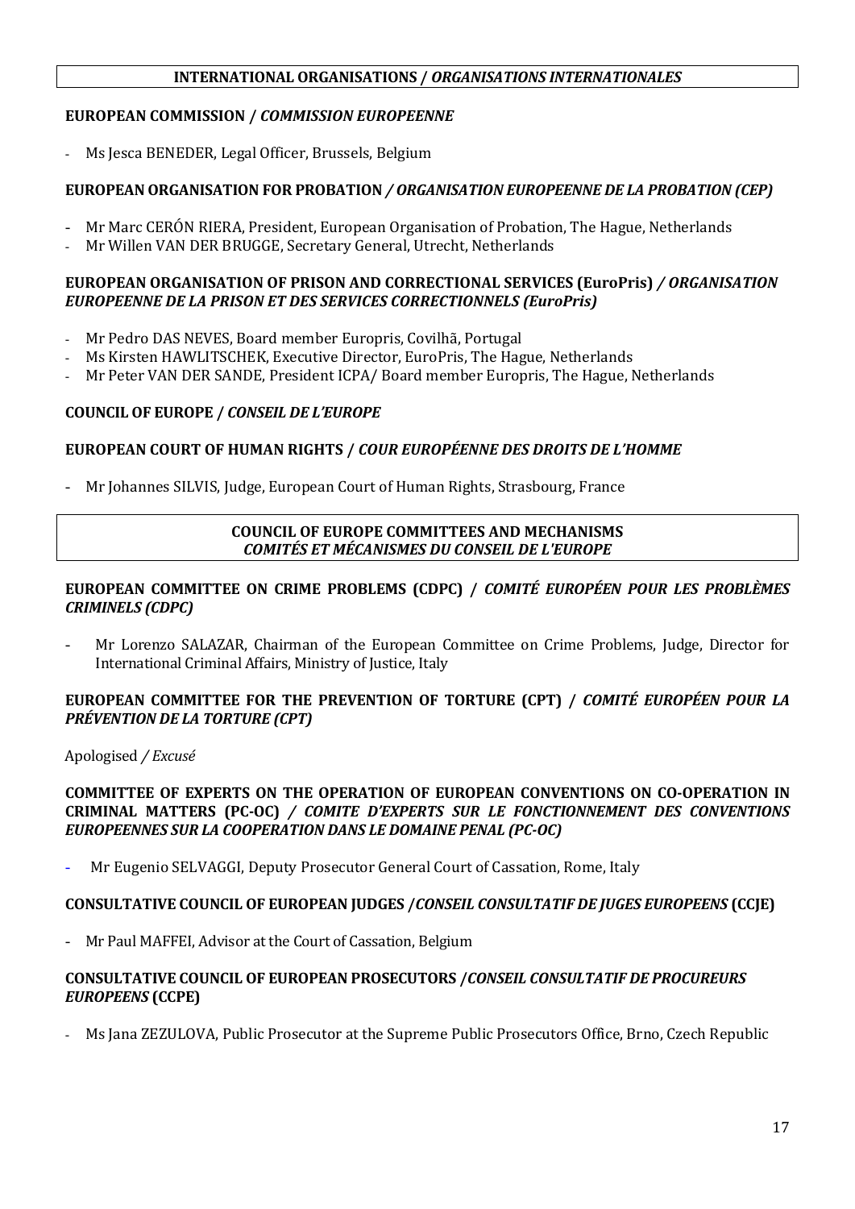## INTERNATIONAL ORGANISATIONS / *ORGANISATIONS INTERNATIONALES*

### EUROPEAN COMMISSION / *COMMISSION EUROPEENNE*

- Ms Jesca BENEDER, Legal Officer, Brussels, Belgium

### EUROPEAN ORGANISATION FOR PROBATION */ ORGANISATION EUROPEENNE DE LA PROBATION (CEP)*

- Mr Marc CERÓN RIERA, President, European Organisation of Probation, The Hague, Netherlands
- Mr Willen VAN DER BRUGGE, Secretary General, Utrecht, Netherlands

### EUROPEAN ORGANISATION OF PRISON AND CORRECTIONAL SERVICES (EuroPris) */ ORGANISATION EUROPEENNE DE LA PRISON ET DES SERVICES CORRECTIONNELS (EuroPris)*

- Mr Pedro DAS NEVES, Board member Europris, Covilhã, Portugal
- Ms Kirsten HAWLITSCHEK, Executive Director, EuroPris, The Hague, Netherlands
- Mr Peter VAN DER SANDE, President ICPA/ Board member Europris, The Hague, Netherlands

### COUNCIL OF EUROPE / *CONSEIL DE L'EUROPE*

### EUROPEAN COURT OF HUMAN RIGHTS / *COUR EUROPÉENNE DES DROITS DE L'HOMME*

- Mr Johannes SILVIS, Judge, European Court of Human Rights, Strasbourg, France

## COUNCIL OF EUROPE COMMITTEES AND MECHANISMS *COMITÉS ET MÉCANISMES DU CONSEIL DE L'EUROPE*

### EUROPEAN COMMITTEE ON CRIME PROBLEMS (CDPC) / *COMITÉ EUROPÉEN POUR LES PROBLÈMES CRIMINELS (CDPC)*

- Mr Lorenzo SALAZAR, Chairman of the European Committee on Crime Problems, Judge, Director for International Criminal Affairs, Ministry of Justice, Italy

### EUROPEAN COMMITTEE FOR THE PREVENTION OF TORTURE (CPT) / *COMITÉ EUROPÉEN POUR LA PRÉVENTION DE LA TORTURE (CPT)*

Apologised */ Excusé*

### COMMITTEE OF EXPERTS ON THE OPERATION OF EUROPEAN CONVENTIONS ON CO-OPERATION IN CRIMINAL MATTERS (PC-OC) */ COMITE D'EXPERTS SUR LE FONCTIONNEMENT DES CONVENTIONS EUROPEENNES SUR LA COOPERATION DANS LE DOMAINE PENAL (PC-OC)*

- Mr Eugenio SELVAGGI, Deputy Prosecutor General Court of Cassation, Rome, Italy

### CONSULTATIVE COUNCIL OF EUROPEAN JUDGES /*CONSEIL CONSULTATIF DE JUGES EUROPEENS* (CCJE)

- Mr Paul MAFFEI, Advisor at the Court of Cassation, Belgium

### CONSULTATIVE COUNCIL OF EUROPEAN PROSECUTORS /*CONSEIL CONSULTATIF DE PROCUREURS EUROPEENS* (CCPE)

- Ms Jana ZEZULOVA, Public Prosecutor at the Supreme Public Prosecutors Office, Brno, Czech Republic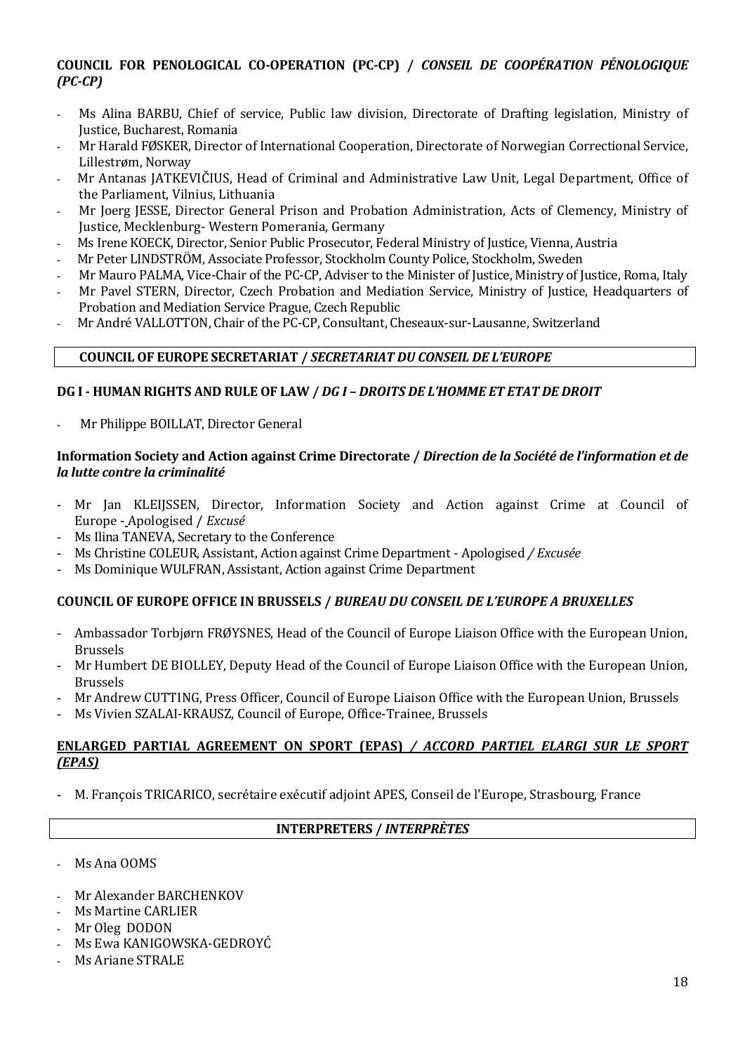**COUNCIL FOR PENOLOGICAL CO-OPERATION (PC-CP) /** ***CONSEIL DE COOPÉRATION PÉNOLOGIQUE (PC-CP)***

- Ms Alina BARBU, Chief of service, Public law division, Directorate of Drafting legislation, Ministry of Justice, Bucharest, Romania
- Mr Harald FØSKER, Director of International Cooperation, Directorate of Norwegian Correctional Service, Lillestrøm, Norway
- Mr Antanas JATKEVIČIUS, Head of Criminal and Administrative Law Unit, Legal Department, Office of the Parliament, Vilnius, Lithuania
- Mr Joerg JESSE, Director General Prison and Probation Administration, Acts of Clemency, Ministry of Justice, Mecklenburg- Western Pomerania, Germany
- Ms Irene KOECK, Director, Senior Public Prosecutor, Federal Ministry of Justice, Vienna, Austria
- Mr Peter LINDSTRÖM, Associate Professor, Stockholm County Police, Stockholm, Sweden
- Mr Mauro PALMA, Vice-Chair of the PC-CP, Adviser to the Minister of Justice, Ministry of Justice, Roma, Italy
- Mr Pavel STERN, Director, Czech Probation and Mediation Service, Ministry of Justice, Headquarters of Probation and Mediation Service Prague, Czech Republic
- Mr André VALLOTTON, Chair of the PC-CP, Consultant, Cheseaux-sur-Lausanne, Switzerland

**COUNCIL OF EUROPE SECRETARIAT /** ***SECRETARIAT DU CONSEIL DE L'EUROPE***

**DG I - HUMAN RIGHTS AND RULE OF LAW /** ***DG I – DROITS DE L'HOMME ET ETAT DE DROIT***

- Mr Philippe BOILLAT, Director General

**Information Society and Action against Crime Directorate /** ***Direction de la Société de l'information et de la lutte contre la criminalité***

- Mr Jan KLEIJSSEN, Director, Information Society and Action against Crime at Council of Europe - Apologised / *Excusé*
- Ms Ilina TANEVA, Secretary to the Conference
- Ms Christine COLEUR, Assistant, Action against Crime Department - Apologised */ Excusée*
- Ms Dominique WULFRAN, Assistant, Action against Crime Department

**COUNCIL OF EUROPE OFFICE IN BRUSSELS /** ***BUREAU DU CONSEIL DE L'EUROPE A BRUXELLES***

- Ambassador Torbjørn FRØYSNES, Head of the Council of Europe Liaison Office with the European Union, Brussels
- Mr Humbert DE BIOLLEY, Deputy Head of the Council of Europe Liaison Office with the European Union, Brussels
- Mr Andrew CUTTING, Press Officer, Council of Europe Liaison Office with the European Union, Brussels
- Ms Vivien SZALAI-KRAUSZ, Council of Europe, Office-Trainee, Brussels

**ENLARGED PARTIAL AGREEMENT ON SPORT (EPAS)** ***/ ACCORD PARTIEL ELARGI SUR LE SPORT (EPAS)***

- M. François TRICARICO, secrétaire exécutif adjoint APES, Conseil de l'Europe, Strasbourg, France

**INTERPRETERS /** ***INTERPRÈTES***

- Ms Ana OOMS
- Mr Alexander BARCHENKOV
- Ms Martine CARLIER
- Mr Oleg DODON
- Ms Ewa KANIGOWSKA-GEDROYĆ
- Ms Ariane STRALE